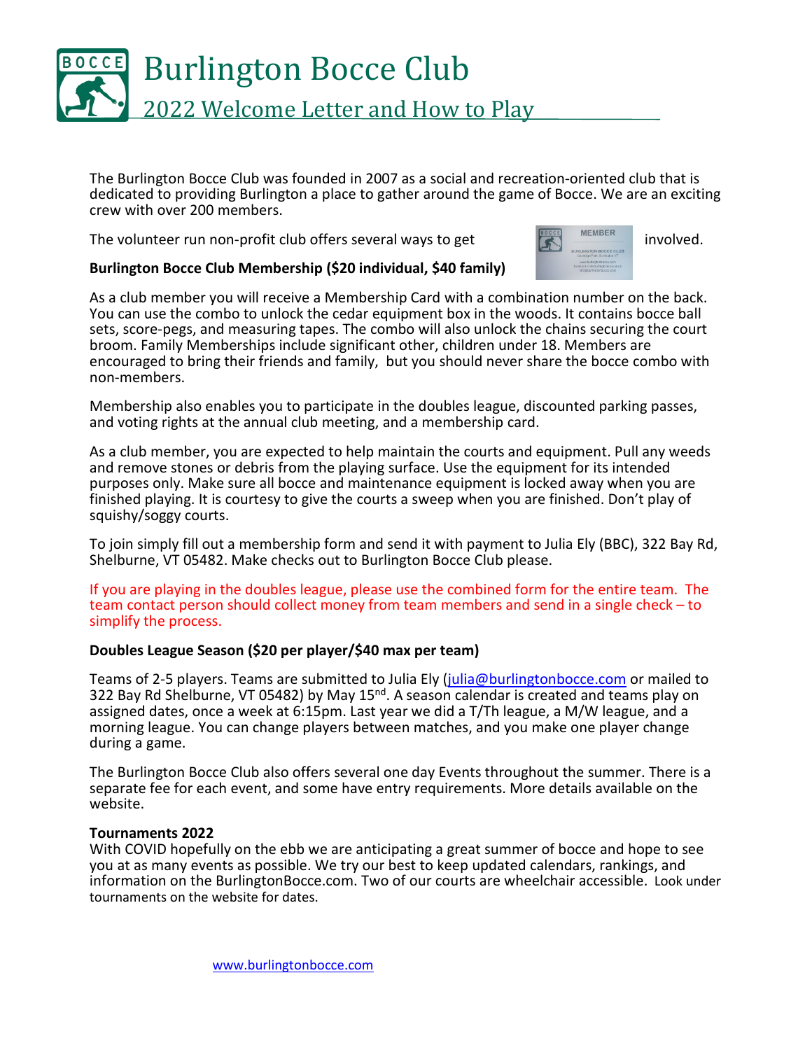# Burlington Bocce Club

## 2022 Welcome Letter and How to Play

The Burlington Bocce Club was founded in 2007 as a social and recreation-oriented club that is dedicated to providing Burlington a place to gather around the game of Bocce. We are an exciting crew with over 200 members.

The volunteer run non-profit club offers several ways to get involved.

**Burlington Bocce Club Membership ($20 individual, $40 family)**

As a club member you will receive a Membership Card with a combination number on the back. You can use the combo to unlock the cedar equipment box in the woods. It contains bocce ball sets, score-pegs, and measuring tapes. The combo will also unlock the chains securing the court broom. Family Memberships include significant other, children under 18. Members are encouraged to bring their friends and family, but you should never share the bocce combo with non-members.

Membership also enables you to participate in the doubles league, discounted parking passes, and voting rights at the annual club meeting, and a membership card.

As a club member, you are expected to help maintain the courts and equipment. Pull any weeds and remove stones or debris from the playing surface. Use the equipment for its intended purposes only. Make sure all bocce and maintenance equipment is locked away when you are finished playing. It is courtesy to give the courts a sweep when you are finished. Don't play of squishy/soggy courts.

To join simply fill out a membership form and send it with payment to Julia Ely (BBC), 322 Bay Rd, Shelburne, VT 05482. Make checks out to Burlington Bocce Club please.

If you are playing in the doubles league, please use the combined form for the entire team. The team contact person should collect money from team members and send in a single check – to simplify the process.

**Doubles League Season ($20 per player/$40 max per team)**

Teams of 2-5 players. Teams are submitted to Julia Ely (julia@burlingtonbocce.com or mailed to 322 Bay Rd Shelburne, VT 05482) by May 15th. A season calendar is created and teams play on assigned dates, once a week at 6:15pm. Last year we did a T/Th league, a M/W league, and a morning league. You can change players between matches, and you make one player change during a game.

The Burlington Bocce Club also offers several one day Events throughout the summer. There is a separate fee for each event, and some have entry requirements. More details available on the website.

**Tournaments 2022**

With COVID hopefully on the ebb we are anticipating a great summer of bocce and hope to see you at as many events as possible. We try our best to keep updated calendars, rankings, and information on the BurlingtonBocce.com. Two of our courts are wheelchair accessible. Look under tournaments on the website for dates.

www.burlingtonbocce.com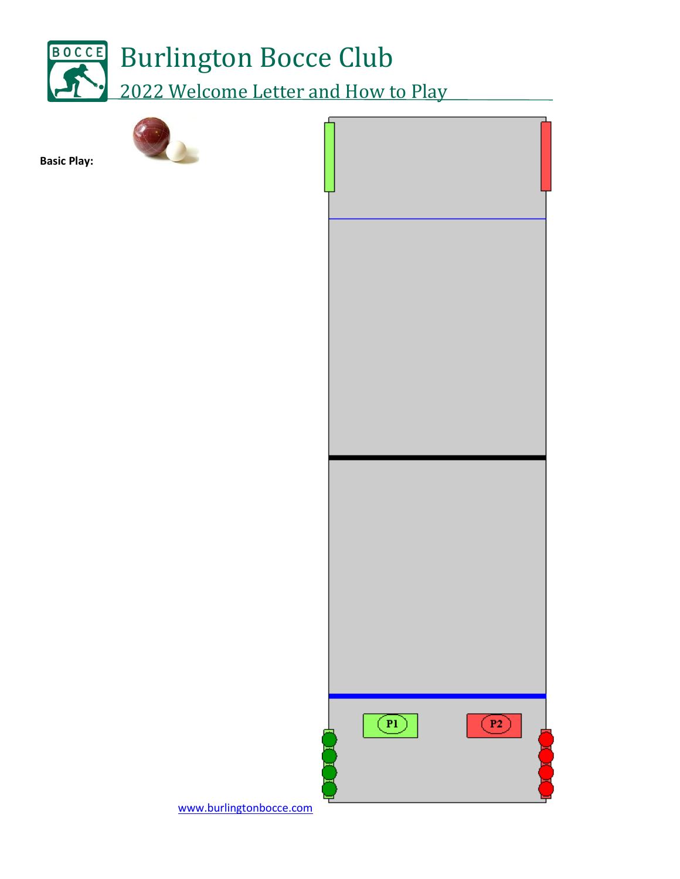# Burlington Bocce Club

## 2022 Welcome Letter and How to Play

**Basic Play:**

P1

P2

www.burlingtonbocce.com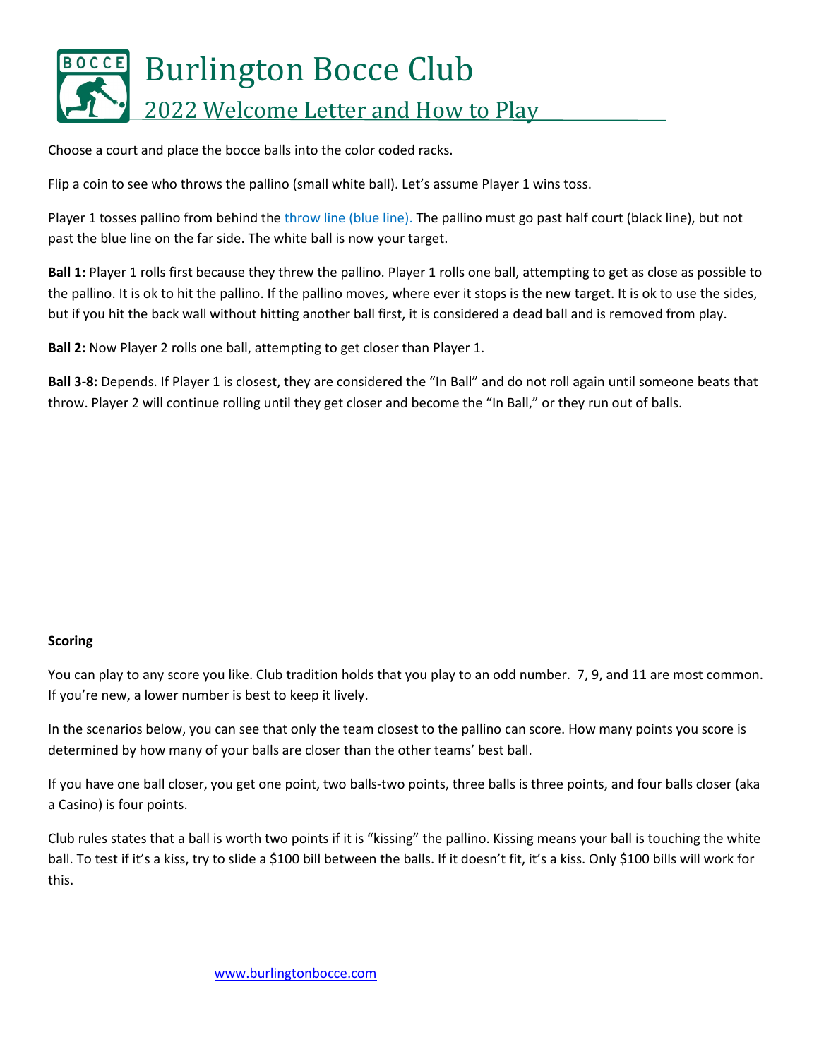# Burlington Bocce Club

## 2022 Welcome Letter and How to Play

Choose a court and place the bocce balls into the color coded racks.

Flip a coin to see who throws the pallino (small white ball). Let's assume Player 1 wins toss.

Player 1 tosses pallino from behind the throw line (blue line). The pallino must go past half court (black line), but not past the blue line on the far side. The white ball is now your target.

**Ball 1:** Player 1 rolls first because they threw the pallino. Player 1 rolls one ball, attempting to get as close as possible to the pallino. It is ok to hit the pallino. If the pallino moves, where ever it stops is the new target. It is ok to use the sides, but if you hit the back wall without hitting another ball first, it is considered a dead ball and is removed from play.

**Ball 2:** Now Player 2 rolls one ball, attempting to get closer than Player 1.

**Ball 3-8:** Depends. If Player 1 is closest, they are considered the "In Ball" and do not roll again until someone beats that throw. Player 2 will continue rolling until they get closer and become the "In Ball," or they run out of balls.

**Scoring**

You can play to any score you like. Club tradition holds that you play to an odd number. 7, 9, and 11 are most common. If you're new, a lower number is best to keep it lively.

In the scenarios below, you can see that only the team closest to the pallino can score. How many points you score is determined by how many of your balls are closer than the other teams' best ball.

If you have one ball closer, you get one point, two balls-two points, three balls is three points, and four balls closer (aka a Casino) is four points.

Club rules states that a ball is worth two points if it is "kissing" the pallino. Kissing means your ball is touching the white ball. To test if it's a kiss, try to slide a $100 bill between the balls. If it doesn't fit, it's a kiss. Only $100 bills will work for this.

www.burlingtonbocce.com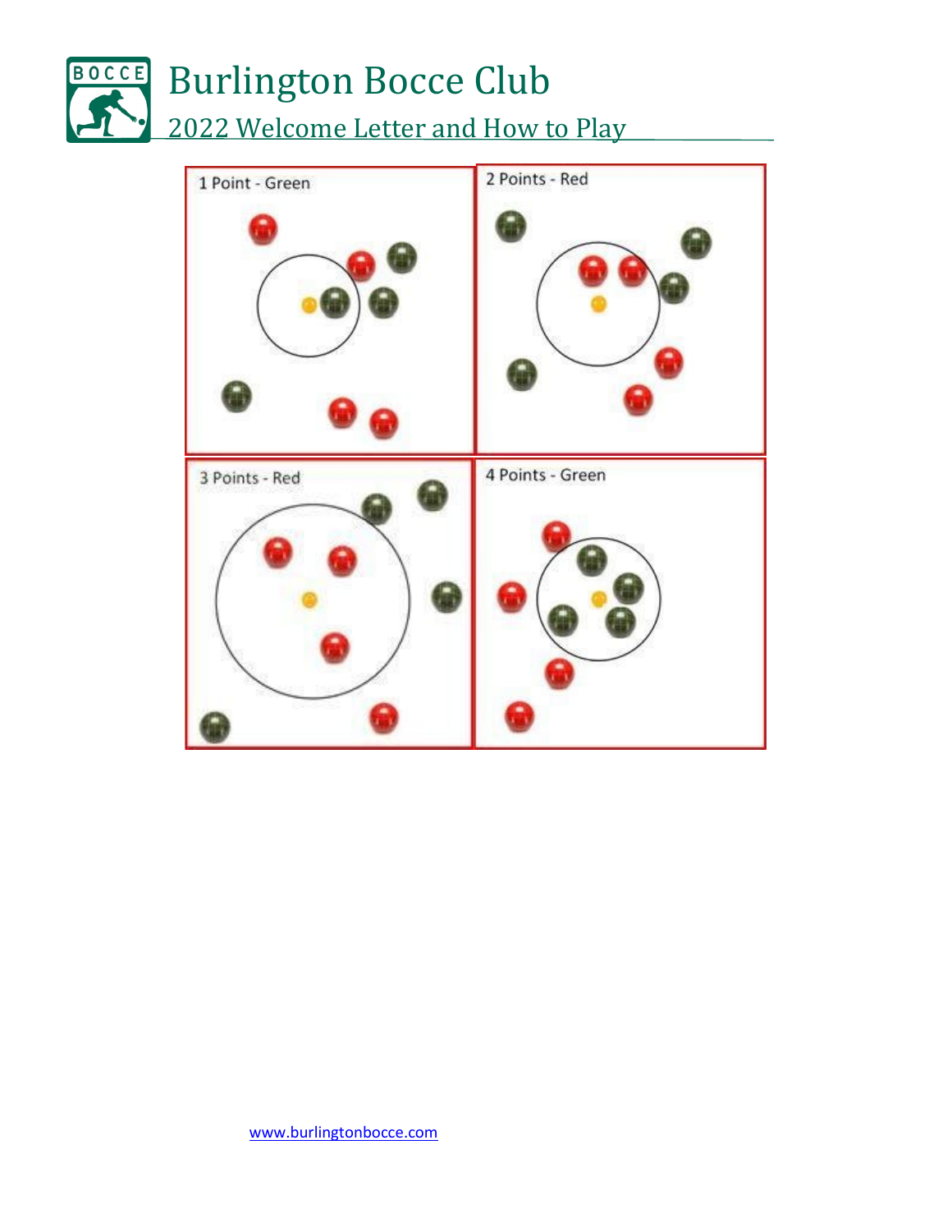1 Point - Green

2 Points - Red

3 Points - Red

4 Points - Green

www.burlingtonbocce.com